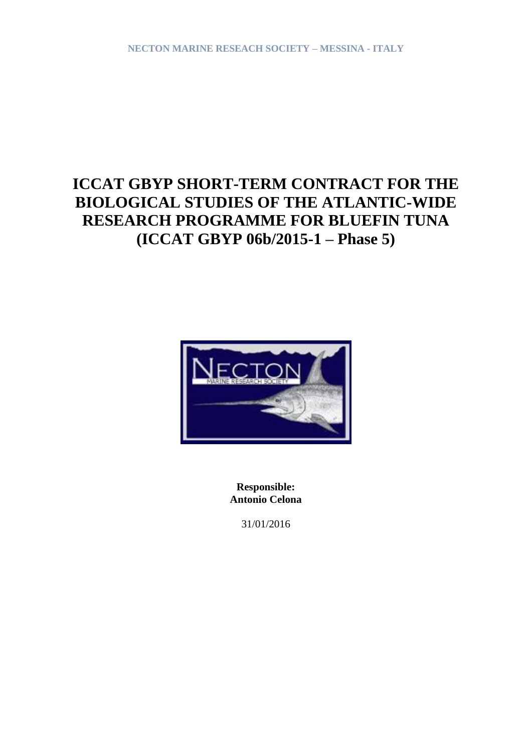NECTON MARINE RESEACH SOCIETY – MESSINA - ITALY

# ICCAT GBYP SHORT-TERM CONTRACT FOR THE BIOLOGICAL STUDIES OF THE ATLANTIC-WIDE RESEARCH PROGRAMME FOR BLUEFIN TUNA (ICCAT GBYP 06b/2015-1 – Phase 5)

**Responsible:**
**Antonio Celona**

31/01/2016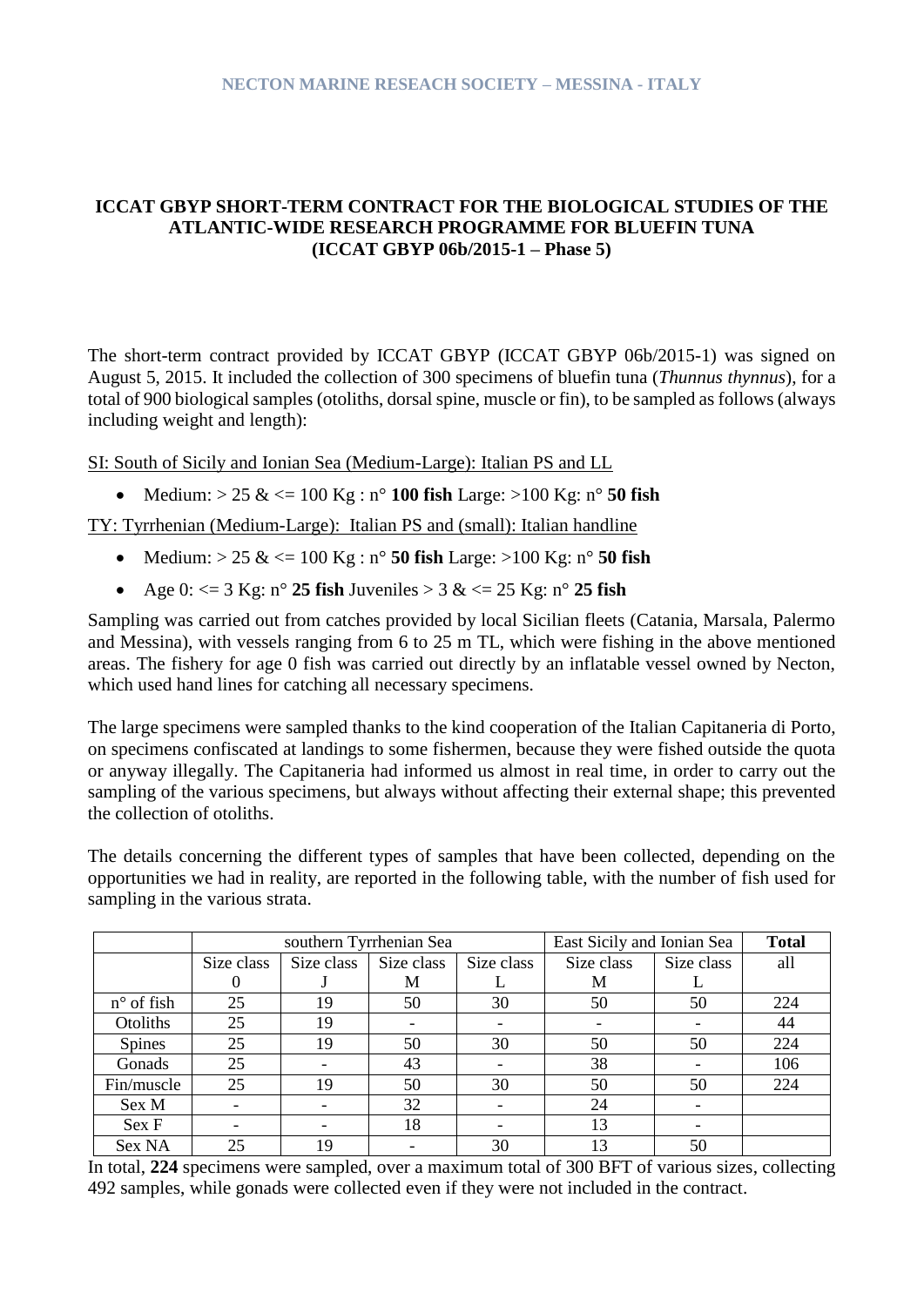NECTON MARINE RESEACH SOCIETY – MESSINA - ITALY

**ICCAT GBYP SHORT-TERM CONTRACT FOR THE BIOLOGICAL STUDIES OF THE ATLANTIC-WIDE RESEARCH PROGRAMME FOR BLUEFIN TUNA (ICCAT GBYP 06b/2015-1 – Phase 5)**

The short-term contract provided by ICCAT GBYP (ICCAT GBYP 06b/2015-1) was signed on August 5, 2015. It included the collection of 300 specimens of bluefin tuna (*Thunnus thynnus*), for a total of 900 biological samples (otoliths, dorsal spine, muscle or fin), to be sampled as follows (always including weight and length):

SI: South of Sicily and Ionian Sea (Medium-Large): Italian PS and LL

- Medium: > 25 & <= 100 Kg : n° **100 fish** Large: >100 Kg: n° **50 fish**

TY: Tyrrhenian (Medium-Large): Italian PS and (small): Italian handline

- Medium: > 25 & <= 100 Kg : n° **50 fish** Large: >100 Kg: n° **50 fish**
- Age 0: <= 3 Kg: n° **25 fish** Juveniles > 3 & <= 25 Kg: n° **25 fish**

Sampling was carried out from catches provided by local Sicilian fleets (Catania, Marsala, Palermo and Messina), with vessels ranging from 6 to 25 m TL, which were fishing in the above mentioned areas. The fishery for age 0 fish was carried out directly by an inflatable vessel owned by Necton, which used hand lines for catching all necessary specimens.

The large specimens were sampled thanks to the kind cooperation of the Italian Capitaneria di Porto, on specimens confiscated at landings to some fishermen, because they were fished outside the quota or anyway illegally. The Capitaneria had informed us almost in real time, in order to carry out the sampling of the various specimens, but always without affecting their external shape; this prevented the collection of otoliths.

The details concerning the different types of samples that have been collected, depending on the opportunities we had in reality, are reported in the following table, with the number of fish used for sampling in the various strata.

| | southern Tyrrhenian Sea | | | | East Sicily and Ionian Sea | | **Total** |
|---|---|---|---|---|---|---|---|
| | Size class 0 | Size class J | Size class M | Size class L | Size class M | Size class L | all |
| n° of fish | 25 | 19 | 50 | 30 | 50 | 50 | 224 |
| Otoliths | 25 | 19 | - | - | - | - | 44 |
| Spines | 25 | 19 | 50 | 30 | 50 | 50 | 224 |
| Gonads | 25 | - | 43 | - | 38 | - | 106 |
| Fin/muscle | 25 | 19 | 50 | 30 | 50 | 50 | 224 |
| Sex M | - | - | 32 | - | 24 | - | |
| Sex F | - | - | 18 | - | 13 | - | |
| Sex NA | 25 | 19 | - | 30 | 13 | 50 | |

In total, **224** specimens were sampled, over a maximum total of 300 BFT of various sizes, collecting 492 samples, while gonads were collected even if they were not included in the contract.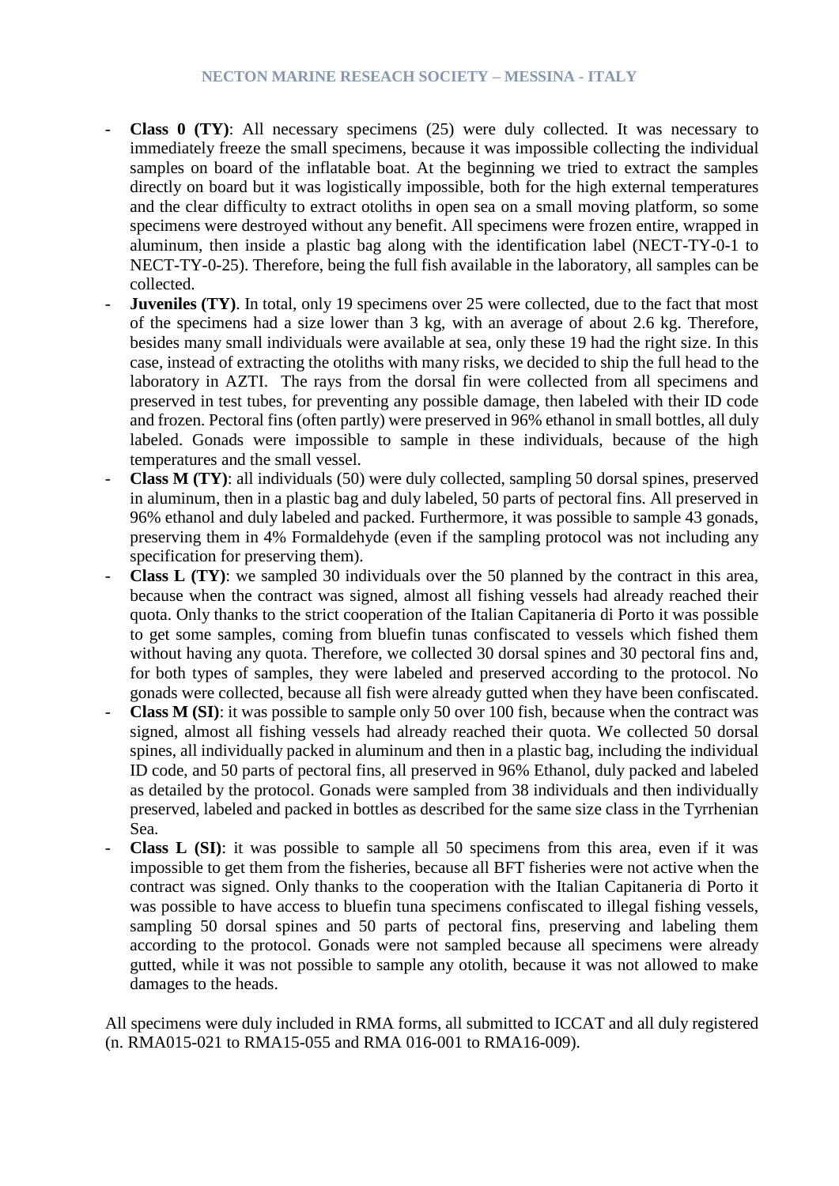- **Class 0 (TY)**: All necessary specimens (25) were duly collected. It was necessary to immediately freeze the small specimens, because it was impossible collecting the individual samples on board of the inflatable boat. At the beginning we tried to extract the samples directly on board but it was logistically impossible, both for the high external temperatures and the clear difficulty to extract otoliths in open sea on a small moving platform, so some specimens were destroyed without any benefit. All specimens were frozen entire, wrapped in aluminum, then inside a plastic bag along with the identification label (NECT-TY-0-1 to NECT-TY-0-25). Therefore, being the full fish available in the laboratory, all samples can be collected.
- **Juveniles (TY)**. In total, only 19 specimens over 25 were collected, due to the fact that most of the specimens had a size lower than 3 kg, with an average of about 2.6 kg. Therefore, besides many small individuals were available at sea, only these 19 had the right size. In this case, instead of extracting the otoliths with many risks, we decided to ship the full head to the laboratory in AZTI. The rays from the dorsal fin were collected from all specimens and preserved in test tubes, for preventing any possible damage, then labeled with their ID code and frozen. Pectoral fins (often partly) were preserved in 96% ethanol in small bottles, all duly labeled. Gonads were impossible to sample in these individuals, because of the high temperatures and the small vessel.
- **Class M (TY)**: all individuals (50) were duly collected, sampling 50 dorsal spines, preserved in aluminum, then in a plastic bag and duly labeled, 50 parts of pectoral fins. All preserved in 96% ethanol and duly labeled and packed. Furthermore, it was possible to sample 43 gonads, preserving them in 4% Formaldehyde (even if the sampling protocol was not including any specification for preserving them).
- **Class L (TY)**: we sampled 30 individuals over the 50 planned by the contract in this area, because when the contract was signed, almost all fishing vessels had already reached their quota. Only thanks to the strict cooperation of the Italian Capitaneria di Porto it was possible to get some samples, coming from bluefin tunas confiscated to vessels which fished them without having any quota. Therefore, we collected 30 dorsal spines and 30 pectoral fins and, for both types of samples, they were labeled and preserved according to the protocol. No gonads were collected, because all fish were already gutted when they have been confiscated.
- **Class M (SI)**: it was possible to sample only 50 over 100 fish, because when the contract was signed, almost all fishing vessels had already reached their quota. We collected 50 dorsal spines, all individually packed in aluminum and then in a plastic bag, including the individual ID code, and 50 parts of pectoral fins, all preserved in 96% Ethanol, duly packed and labeled as detailed by the protocol. Gonads were sampled from 38 individuals and then individually preserved, labeled and packed in bottles as described for the same size class in the Tyrrhenian Sea.
- **Class L (SI)**: it was possible to sample all 50 specimens from this area, even if it was impossible to get them from the fisheries, because all BFT fisheries were not active when the contract was signed. Only thanks to the cooperation with the Italian Capitaneria di Porto it was possible to have access to bluefin tuna specimens confiscated to illegal fishing vessels, sampling 50 dorsal spines and 50 parts of pectoral fins, preserving and labeling them according to the protocol. Gonads were not sampled because all specimens were already gutted, while it was not possible to sample any otolith, because it was not allowed to make damages to the heads.

All specimens were duly included in RMA forms, all submitted to ICCAT and all duly registered (n. RMA015-021 to RMA15-055 and RMA 016-001 to RMA16-009).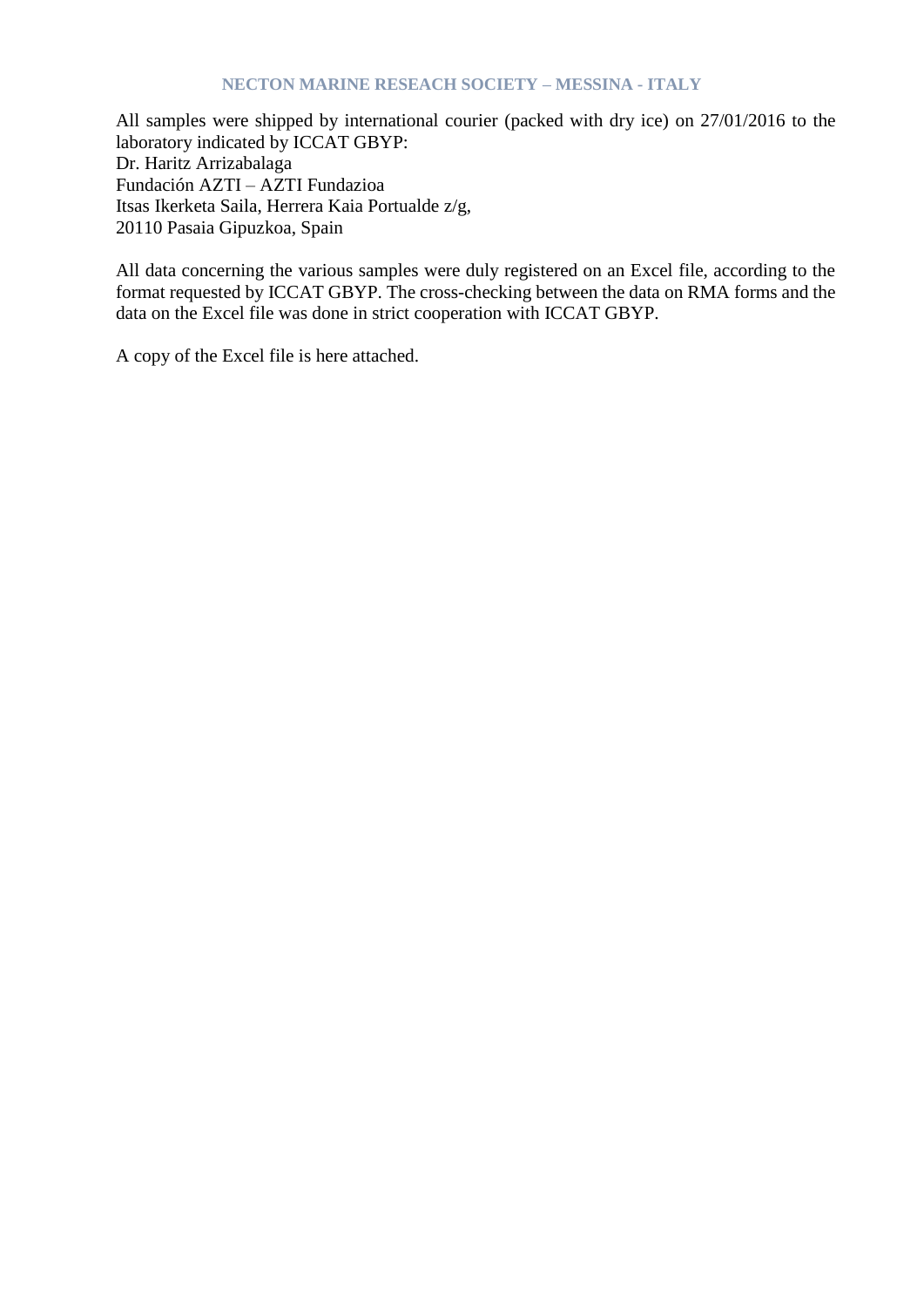All samples were shipped by international courier (packed with dry ice) on 27/01/2016 to the laboratory indicated by ICCAT GBYP:
Dr. Haritz Arrizabalaga
Fundación AZTI – AZTI Fundazioa
Itsas Ikerketa Saila, Herrera Kaia Portualde z/g,
20110 Pasaia Gipuzkoa, Spain

All data concerning the various samples were duly registered on an Excel file, according to the format requested by ICCAT GBYP. The cross-checking between the data on RMA forms and the data on the Excel file was done in strict cooperation with ICCAT GBYP.

A copy of the Excel file is here attached.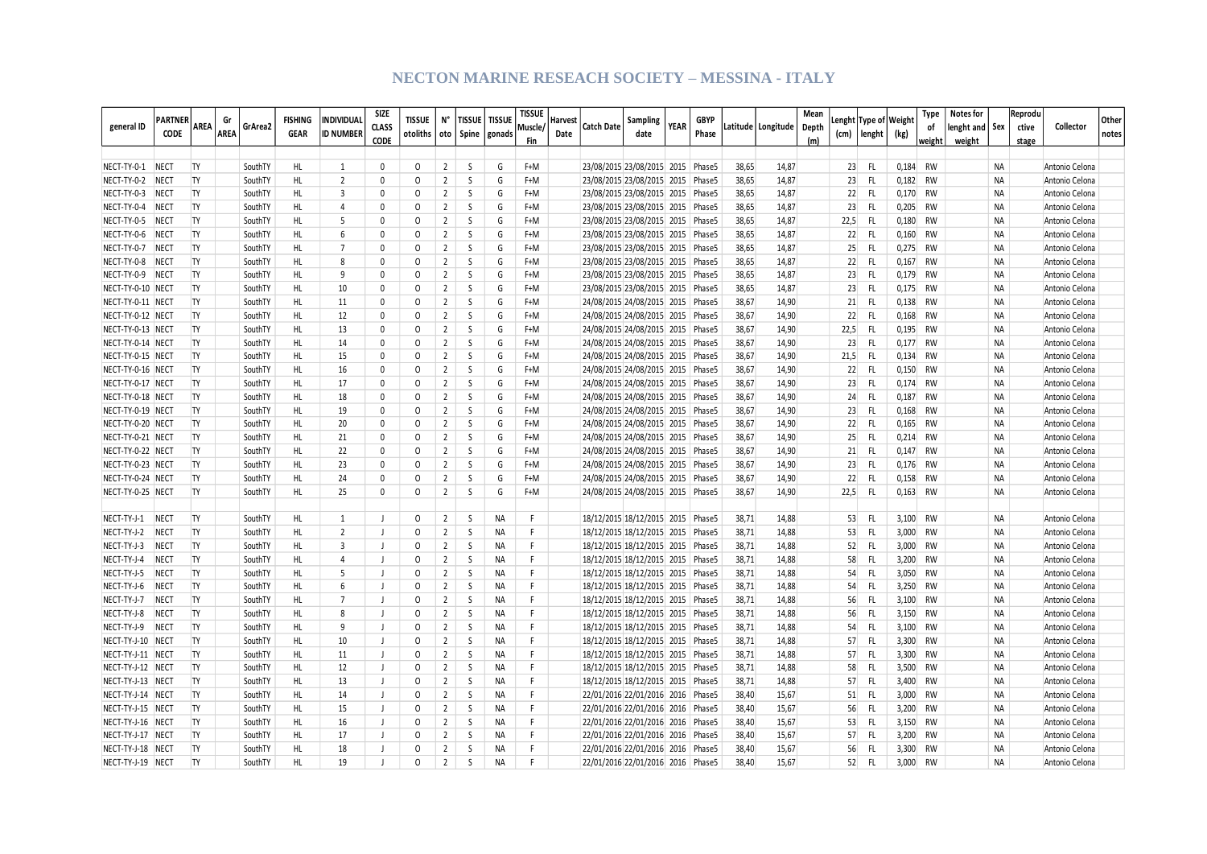# NECTON MARINE RESEACH SOCIETY – MESSINA - ITALY

| general ID | PARTNER CODE | AREA | Gr AREA | GrArea2 | FISHING GEAR | INDIVIDUAL ID NUMBER | SIZE CLASS CODE | TISSUE otoliths | N° oto | TISSUE Spine | TISSUE gonads | TISSUE Muscle/ Fin | Harvest Date | Catch Date | Sampling date | YEAR | GBYP Phase | Latitude | Longitude | Mean Depth (m) | Lenght (cm) | Type of lenght | Weight (kg) | Type of weight | Notes for lenght and weight | Sex | Reproductive stage | Collector | Other notes |
|---|---|---|---|---|---|---|---|---|---|---|---|---|---|---|---|---|---|---|---|---|---|---|---|---|---|---|---|---|---|
| NECT-TY-0-1 | NECT | TY | | SouthTY | HL | 1 | 0 | O | 2 | S | G | F+M | | 23/08/2015 | 23/08/2015 | 2015 | Phase5 | 38,65 | 14,87 | | 23 | FL | 0,184 | RW | | NA | | Antonio Celona | |
| NECT-TY-0-2 | NECT | TY | | SouthTY | HL | 2 | 0 | O | 2 | S | G | F+M | | 23/08/2015 | 23/08/2015 | 2015 | Phase5 | 38,65 | 14,87 | | 23 | FL | 0,182 | RW | | NA | | Antonio Celona | |
| NECT-TY-0-3 | NECT | TY | | SouthTY | HL | 3 | 0 | O | 2 | S | G | F+M | | 23/08/2015 | 23/08/2015 | 2015 | Phase5 | 38,65 | 14,87 | | 22 | FL | 0,170 | RW | | NA | | Antonio Celona | |
| NECT-TY-0-4 | NECT | TY | | SouthTY | HL | 4 | 0 | O | 2 | S | G | F+M | | 23/08/2015 | 23/08/2015 | 2015 | Phase5 | 38,65 | 14,87 | | 23 | FL | 0,205 | RW | | NA | | Antonio Celona | |
| NECT-TY-0-5 | NECT | TY | | SouthTY | HL | 5 | 0 | O | 2 | S | G | F+M | | 23/08/2015 | 23/08/2015 | 2015 | Phase5 | 38,65 | 14,87 | | 22,5 | FL | 0,180 | RW | | NA | | Antonio Celona | |
| NECT-TY-0-6 | NECT | TY | | SouthTY | HL | 6 | 0 | O | 2 | S | G | F+M | | 23/08/2015 | 23/08/2015 | 2015 | Phase5 | 38,65 | 14,87 | | 22 | FL | 0,160 | RW | | NA | | Antonio Celona | |
| NECT-TY-0-7 | NECT | TY | | SouthTY | HL | 7 | 0 | O | 2 | S | G | F+M | | 23/08/2015 | 23/08/2015 | 2015 | Phase5 | 38,65 | 14,87 | | 25 | FL | 0,275 | RW | | NA | | Antonio Celona | |
| NECT-TY-0-8 | NECT | TY | | SouthTY | HL | 8 | 0 | O | 2 | S | G | F+M | | 23/08/2015 | 23/08/2015 | 2015 | Phase5 | 38,65 | 14,87 | | 22 | FL | 0,167 | RW | | NA | | Antonio Celona | |
| NECT-TY-0-9 | NECT | TY | | SouthTY | HL | 9 | 0 | O | 2 | S | G | F+M | | 23/08/2015 | 23/08/2015 | 2015 | Phase5 | 38,65 | 14,87 | | 23 | FL | 0,179 | RW | | NA | | Antonio Celona | |
| NECT-TY-0-10 | NECT | TY | | SouthTY | HL | 10 | 0 | O | 2 | S | G | F+M | | 23/08/2015 | 23/08/2015 | 2015 | Phase5 | 38,65 | 14,87 | | 23 | FL | 0,175 | RW | | NA | | Antonio Celona | |
| NECT-TY-0-11 | NECT | TY | | SouthTY | HL | 11 | 0 | O | 2 | S | G | F+M | | 24/08/2015 | 24/08/2015 | 2015 | Phase5 | 38,67 | 14,90 | | 21 | FL | 0,138 | RW | | NA | | Antonio Celona | |
| NECT-TY-0-12 | NECT | TY | | SouthTY | HL | 12 | 0 | O | 2 | S | G | F+M | | 24/08/2015 | 24/08/2015 | 2015 | Phase5 | 38,67 | 14,90 | | 22 | FL | 0,168 | RW | | NA | | Antonio Celona | |
| NECT-TY-0-13 | NECT | TY | | SouthTY | HL | 13 | 0 | O | 2 | S | G | F+M | | 24/08/2015 | 24/08/2015 | 2015 | Phase5 | 38,67 | 14,90 | | 22,5 | FL | 0,195 | RW | | NA | | Antonio Celona | |
| NECT-TY-0-14 | NECT | TY | | SouthTY | HL | 14 | 0 | O | 2 | S | G | F+M | | 24/08/2015 | 24/08/2015 | 2015 | Phase5 | 38,67 | 14,90 | | 23 | FL | 0,177 | RW | | NA | | Antonio Celona | |
| NECT-TY-0-15 | NECT | TY | | SouthTY | HL | 15 | 0 | O | 2 | S | G | F+M | | 24/08/2015 | 24/08/2015 | 2015 | Phase5 | 38,67 | 14,90 | | 21,5 | FL | 0,134 | RW | | NA | | Antonio Celona | |
| NECT-TY-0-16 | NECT | TY | | SouthTY | HL | 16 | 0 | O | 2 | S | G | F+M | | 24/08/2015 | 24/08/2015 | 2015 | Phase5 | 38,67 | 14,90 | | 22 | FL | 0,150 | RW | | NA | | Antonio Celona | |
| NECT-TY-0-17 | NECT | TY | | SouthTY | HL | 17 | 0 | O | 2 | S | G | F+M | | 24/08/2015 | 24/08/2015 | 2015 | Phase5 | 38,67 | 14,90 | | 23 | FL | 0,174 | RW | | NA | | Antonio Celona | |
| NECT-TY-0-18 | NECT | TY | | SouthTY | HL | 18 | 0 | O | 2 | S | G | F+M | | 24/08/2015 | 24/08/2015 | 2015 | Phase5 | 38,67 | 14,90 | | 24 | FL | 0,187 | RW | | NA | | Antonio Celona | |
| NECT-TY-0-19 | NECT | TY | | SouthTY | HL | 19 | 0 | O | 2 | S | G | F+M | | 24/08/2015 | 24/08/2015 | 2015 | Phase5 | 38,67 | 14,90 | | 23 | FL | 0,168 | RW | | NA | | Antonio Celona | |
| NECT-TY-0-20 | NECT | TY | | SouthTY | HL | 20 | 0 | O | 2 | S | G | F+M | | 24/08/2015 | 24/08/2015 | 2015 | Phase5 | 38,67 | 14,90 | | 22 | FL | 0,165 | RW | | NA | | Antonio Celona | |
| NECT-TY-0-21 | NECT | TY | | SouthTY | HL | 21 | 0 | O | 2 | S | G | F+M | | 24/08/2015 | 24/08/2015 | 2015 | Phase5 | 38,67 | 14,90 | | 25 | FL | 0,214 | RW | | NA | | Antonio Celona | |
| NECT-TY-0-22 | NECT | TY | | SouthTY | HL | 22 | 0 | O | 2 | S | G | F+M | | 24/08/2015 | 24/08/2015 | 2015 | Phase5 | 38,67 | 14,90 | | 21 | FL | 0,147 | RW | | NA | | Antonio Celona | |
| NECT-TY-0-23 | NECT | TY | | SouthTY | HL | 23 | 0 | O | 2 | S | G | F+M | | 24/08/2015 | 24/08/2015 | 2015 | Phase5 | 38,67 | 14,90 | | 23 | FL | 0,176 | RW | | NA | | Antonio Celona | |
| NECT-TY-0-24 | NECT | TY | | SouthTY | HL | 24 | 0 | O | 2 | S | G | F+M | | 24/08/2015 | 24/08/2015 | 2015 | Phase5 | 38,67 | 14,90 | | 22 | FL | 0,158 | RW | | NA | | Antonio Celona | |
| NECT-TY-0-25 | NECT | TY | | SouthTY | HL | 25 | 0 | O | 2 | S | G | F+M | | 24/08/2015 | 24/08/2015 | 2015 | Phase5 | 38,67 | 14,90 | | 22,5 | FL | 0,163 | RW | | NA | | Antonio Celona | |
| | | | | | | | | | | | | | | | | | | | | | | | | | | | | | |
| NECT-TY-J-1 | NECT | TY | | SouthTY | HL | 1 | J | O | 2 | S | NA | F | | 18/12/2015 | 18/12/2015 | 2015 | Phase5 | 38,71 | 14,88 | | 53 | FL | 3,100 | RW | | NA | | Antonio Celona | |
| NECT-TY-J-2 | NECT | TY | | SouthTY | HL | 2 | J | O | 2 | S | NA | F | | 18/12/2015 | 18/12/2015 | 2015 | Phase5 | 38,71 | 14,88 | | 53 | FL | 3,000 | RW | | NA | | Antonio Celona | |
| NECT-TY-J-3 | NECT | TY | | SouthTY | HL | 3 | J | O | 2 | S | NA | F | | 18/12/2015 | 18/12/2015 | 2015 | Phase5 | 38,71 | 14,88 | | 52 | FL | 3,000 | RW | | NA | | Antonio Celona | |
| NECT-TY-J-4 | NECT | TY | | SouthTY | HL | 4 | J | O | 2 | S | NA | F | | 18/12/2015 | 18/12/2015 | 2015 | Phase5 | 38,71 | 14,88 | | 58 | FL | 3,200 | RW | | NA | | Antonio Celona | |
| NECT-TY-J-5 | NECT | TY | | SouthTY | HL | 5 | J | O | 2 | S | NA | F | | 18/12/2015 | 18/12/2015 | 2015 | Phase5 | 38,71 | 14,88 | | 54 | FL | 3,050 | RW | | NA | | Antonio Celona | |
| NECT-TY-J-6 | NECT | TY | | SouthTY | HL | 6 | J | O | 2 | S | NA | F | | 18/12/2015 | 18/12/2015 | 2015 | Phase5 | 38,71 | 14,88 | | 54 | FL | 3,250 | RW | | NA | | Antonio Celona | |
| NECT-TY-J-7 | NECT | TY | | SouthTY | HL | 7 | J | O | 2 | S | NA | F | | 18/12/2015 | 18/12/2015 | 2015 | Phase5 | 38,71 | 14,88 | | 56 | FL | 3,100 | RW | | NA | | Antonio Celona | |
| NECT-TY-J-8 | NECT | TY | | SouthTY | HL | 8 | J | O | 2 | S | NA | F | | 18/12/2015 | 18/12/2015 | 2015 | Phase5 | 38,71 | 14,88 | | 56 | FL | 3,150 | RW | | NA | | Antonio Celona | |
| NECT-TY-J-9 | NECT | TY | | SouthTY | HL | 9 | J | O | 2 | S | NA | F | | 18/12/2015 | 18/12/2015 | 2015 | Phase5 | 38,71 | 14,88 | | 54 | FL | 3,100 | RW | | NA | | Antonio Celona | |
| NECT-TY-J-10 | NECT | TY | | SouthTY | HL | 10 | J | O | 2 | S | NA | F | | 18/12/2015 | 18/12/2015 | 2015 | Phase5 | 38,71 | 14,88 | | 57 | FL | 3,300 | RW | | NA | | Antonio Celona | |
| NECT-TY-J-11 | NECT | TY | | SouthTY | HL | 11 | J | O | 2 | S | NA | F | | 18/12/2015 | 18/12/2015 | 2015 | Phase5 | 38,71 | 14,88 | | 57 | FL | 3,300 | RW | | NA | | Antonio Celona | |
| NECT-TY-J-12 | NECT | TY | | SouthTY | HL | 12 | J | O | 2 | S | NA | F | | 18/12/2015 | 18/12/2015 | 2015 | Phase5 | 38,71 | 14,88 | | 58 | FL | 3,500 | RW | | NA | | Antonio Celona | |
| NECT-TY-J-13 | NECT | TY | | SouthTY | HL | 13 | J | O | 2 | S | NA | F | | 18/12/2015 | 18/12/2015 | 2015 | Phase5 | 38,71 | 14,88 | | 57 | FL | 3,400 | RW | | NA | | Antonio Celona | |
| NECT-TY-J-14 | NECT | TY | | SouthTY | HL | 14 | J | O | 2 | S | NA | F | | 22/01/2016 | 22/01/2016 | 2016 | Phase5 | 38,40 | 15,67 | | 51 | FL | 3,000 | RW | | NA | | Antonio Celona | |
| NECT-TY-J-15 | NECT | TY | | SouthTY | HL | 15 | J | O | 2 | S | NA | F | | 22/01/2016 | 22/01/2016 | 2016 | Phase5 | 38,40 | 15,67 | | 56 | FL | 3,200 | RW | | NA | | Antonio Celona | |
| NECT-TY-J-16 | NECT | TY | | SouthTY | HL | 16 | J | O | 2 | S | NA | F | | 22/01/2016 | 22/01/2016 | 2016 | Phase5 | 38,40 | 15,67 | | 53 | FL | 3,150 | RW | | NA | | Antonio Celona | |
| NECT-TY-J-17 | NECT | TY | | SouthTY | HL | 17 | J | O | 2 | S | NA | F | | 22/01/2016 | 22/01/2016 | 2016 | Phase5 | 38,40 | 15,67 | | 57 | FL | 3,200 | RW | | NA | | Antonio Celona | |
| NECT-TY-J-18 | NECT | TY | | SouthTY | HL | 18 | J | O | 2 | S | NA | F | | 22/01/2016 | 22/01/2016 | 2016 | Phase5 | 38,40 | 15,67 | | 56 | FL | 3,300 | RW | | NA | | Antonio Celona | |
| NECT-TY-J-19 | NECT | TY | | SouthTY | HL | 19 | J | O | 2 | S | NA | F | | 22/01/2016 | 22/01/2016 | 2016 | Phase5 | 38,40 | 15,67 | | 52 | FL | 3,000 | RW | | NA | | Antonio Celona | |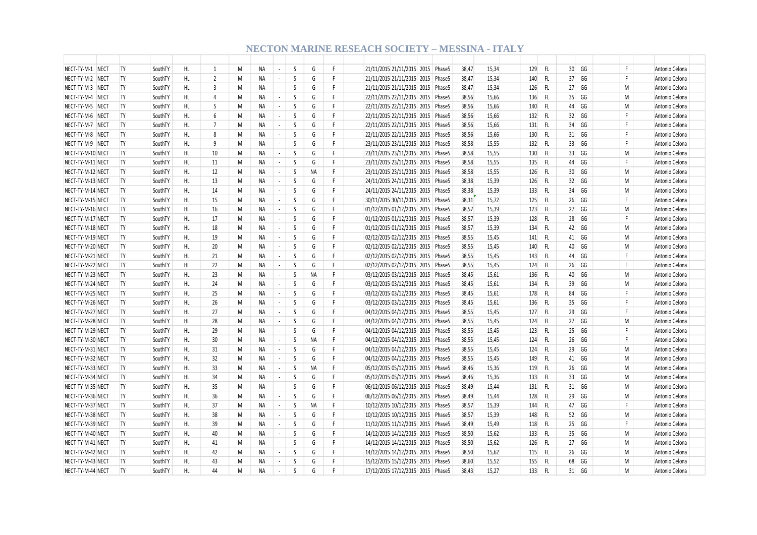# NECTON MARINE RESEACH SOCIETY – MESSINA - ITALY

| | | | | | | | | | | | | | | | | | | | | | | | | | | | | |
|---|---|---|---|---|---|---|---|---|---|---|---|---|---|---|---|---|---|---|---|---|---|---|---|---|---|---|---|---|
| NECT-TY-M-1 | NECT | TY | | SouthTY | HL | 1 | M | NA | - | S | G | F | | 21/11/2015 | 21/11/2015 | 2015 | Phase5 | 38,47 | 15,34 | | 129 | FL | 30 | GG | | F | | Antonio Celona |
| NECT-TY-M-2 | NECT | TY | | SouthTY | HL | 2 | M | NA | - | S | G | F | | 21/11/2015 | 21/11/2015 | 2015 | Phase5 | 38,47 | 15,34 | | 140 | FL | 37 | GG | | F | | Antonio Celona |
| NECT-TY-M-3 | NECT | TY | | SouthTY | HL | 3 | M | NA | - | S | G | F | | 21/11/2015 | 21/11/2015 | 2015 | Phase5 | 38,47 | 15,34 | | 126 | FL | 27 | GG | | M | | Antonio Celona |
| NECT-TY-M-4 | NECT | TY | | SouthTY | HL | 4 | M | NA | - | S | G | F | | 22/11/2015 | 22/11/2015 | 2015 | Phase5 | 38,56 | 15,66 | | 136 | FL | 35 | GG | | M | | Antonio Celona |
| NECT-TY-M-5 | NECT | TY | | SouthTY | HL | 5 | M | NA | - | S | G | F | | 22/11/2015 | 22/11/2015 | 2015 | Phase5 | 38,56 | 15,66 | | 140 | FL | 44 | GG | | M | | Antonio Celona |
| NECT-TY-M-6 | NECT | TY | | SouthTY | HL | 6 | M | NA | - | S | G | F | | 22/11/2015 | 22/11/2015 | 2015 | Phase5 | 38,56 | 15,66 | | 132 | FL | 32 | GG | | F | | Antonio Celona |
| NECT-TY-M-7 | NECT | TY | | SouthTY | HL | 7 | M | NA | - | S | G | F | | 22/11/2015 | 22/11/2015 | 2015 | Phase5 | 38,56 | 15,66 | | 131 | FL | 34 | GG | | F | | Antonio Celona |
| NECT-TY-M-8 | NECT | TY | | SouthTY | HL | 8 | M | NA | - | S | G | F | | 22/11/2015 | 22/11/2015 | 2015 | Phase5 | 38,56 | 15,66 | | 130 | FL | 31 | GG | | F | | Antonio Celona |
| NECT-TY-M-9 | NECT | TY | | SouthTY | HL | 9 | M | NA | - | S | G | F | | 23/11/2015 | 23/11/2015 | 2015 | Phase5 | 38,58 | 15,55 | | 132 | FL | 33 | GG | | F | | Antonio Celona |
| NECT-TY-M-10 | NECT | TY | | SouthTY | HL | 10 | M | NA | - | S | G | F | | 23/11/2015 | 23/11/2015 | 2015 | Phase5 | 38,58 | 15,55 | | 130 | FL | 33 | GG | | M | | Antonio Celona |
| NECT-TY-M-11 | NECT | TY | | SouthTY | HL | 11 | M | NA | - | S | G | F | | 23/11/2015 | 23/11/2015 | 2015 | Phase5 | 38,58 | 15,55 | | 135 | FL | 44 | GG | | F | | Antonio Celona |
| NECT-TY-M-12 | NECT | TY | | SouthTY | HL | 12 | M | NA | - | S | NA | F | | 23/11/2015 | 23/11/2015 | 2015 | Phase5 | 38,58 | 15,55 | | 126 | FL | 30 | GG | | M | | Antonio Celona |
| NECT-TY-M-13 | NECT | TY | | SouthTY | HL | 13 | M | NA | - | S | G | F | | 24/11/2015 | 24/11/2015 | 2015 | Phase5 | 38,38 | 15,39 | | 126 | FL | 32 | GG | | M | | Antonio Celona |
| NECT-TY-M-14 | NECT | TY | | SouthTY | HL | 14 | M | NA | - | S | G | F | | 24/11/2015 | 24/11/2015 | 2015 | Phase5 | 38,38 | 15,39 | | 133 | FL | 34 | GG | | M | | Antonio Celona |
| NECT-TY-M-15 | NECT | TY | | SouthTY | HL | 15 | M | NA | - | S | G | F | | 30/11/2015 | 30/11/2015 | 2015 | Phase5 | 38,31 | 15,72 | | 125 | FL | 26 | GG | | F | | Antonio Celona |
| NECT-TY-M-16 | NECT | TY | | SouthTY | HL | 16 | M | NA | - | S | G | F | | 01/12/2015 | 01/12/2015 | 2015 | Phase5 | 38,57 | 15,39 | | 123 | FL | 27 | GG | | M | | Antonio Celona |
| NECT-TY-M-17 | NECT | TY | | SouthTY | HL | 17 | M | NA | - | S | G | F | | 01/12/2015 | 01/12/2015 | 2015 | Phase5 | 38,57 | 15,39 | | 128 | FL | 28 | GG | | F | | Antonio Celona |
| NECT-TY-M-18 | NECT | TY | | SouthTY | HL | 18 | M | NA | - | S | G | F | | 01/12/2015 | 01/12/2015 | 2015 | Phase5 | 38,57 | 15,39 | | 134 | FL | 42 | GG | | M | | Antonio Celona |
| NECT-TY-M-19 | NECT | TY | | SouthTY | HL | 19 | M | NA | - | S | G | F | | 02/12/2015 | 02/12/2015 | 2015 | Phase5 | 38,55 | 15,45 | | 141 | FL | 41 | GG | | M | | Antonio Celona |
| NECT-TY-M-20 | NECT | TY | | SouthTY | HL | 20 | M | NA | - | S | G | F | | 02/12/2015 | 02/12/2015 | 2015 | Phase5 | 38,55 | 15,45 | | 140 | FL | 40 | GG | | M | | Antonio Celona |
| NECT-TY-M-21 | NECT | TY | | SouthTY | HL | 21 | M | NA | - | S | G | F | | 02/12/2015 | 02/12/2015 | 2015 | Phase5 | 38,55 | 15,45 | | 143 | FL | 44 | GG | | F | | Antonio Celona |
| NECT-TY-M-22 | NECT | TY | | SouthTY | HL | 22 | M | NA | - | S | G | F | | 02/12/2015 | 02/12/2015 | 2015 | Phase5 | 38,55 | 15,45 | | 124 | FL | 26 | GG | | F | | Antonio Celona |
| NECT-TY-M-23 | NECT | TY | | SouthTY | HL | 23 | M | NA | - | S | NA | F | | 03/12/2015 | 03/12/2015 | 2015 | Phase5 | 38,45 | 15,61 | | 136 | FL | 40 | GG | | M | | Antonio Celona |
| NECT-TY-M-24 | NECT | TY | | SouthTY | HL | 24 | M | NA | - | S | G | F | | 03/12/2015 | 03/12/2015 | 2015 | Phase5 | 38,45 | 15,61 | | 134 | FL | 39 | GG | | M | | Antonio Celona |
| NECT-TY-M-25 | NECT | TY | | SouthTY | HL | 25 | M | NA | - | S | G | F | | 03/12/2015 | 03/12/2015 | 2015 | Phase5 | 38,45 | 15,61 | | 178 | FL | 84 | GG | | F | | Antonio Celona |
| NECT-TY-M-26 | NECT | TY | | SouthTY | HL | 26 | M | NA | - | S | G | F | | 03/12/2015 | 03/12/2015 | 2015 | Phase5 | 38,45 | 15,61 | | 136 | FL | 35 | GG | | F | | Antonio Celona |
| NECT-TY-M-27 | NECT | TY | | SouthTY | HL | 27 | M | NA | - | S | G | F | | 04/12/2015 | 04/12/2015 | 2015 | Phase5 | 38,55 | 15,45 | | 127 | FL | 29 | GG | | F | | Antonio Celona |
| NECT-TY-M-28 | NECT | TY | | SouthTY | HL | 28 | M | NA | - | S | G | F | | 04/12/2015 | 04/12/2015 | 2015 | Phase5 | 38,55 | 15,45 | | 124 | FL | 27 | GG | | M | | Antonio Celona |
| NECT-TY-M-29 | NECT | TY | | SouthTY | HL | 29 | M | NA | - | S | G | F | | 04/12/2015 | 04/12/2015 | 2015 | Phase5 | 38,55 | 15,45 | | 123 | FL | 25 | GG | | F | | Antonio Celona |
| NECT-TY-M-30 | NECT | TY | | SouthTY | HL | 30 | M | NA | - | S | NA | F | | 04/12/2015 | 04/12/2015 | 2015 | Phase5 | 38,55 | 15,45 | | 124 | FL | 26 | GG | | F | | Antonio Celona |
| NECT-TY-M-31 | NECT | TY | | SouthTY | HL | 31 | M | NA | - | S | G | F | | 04/12/2015 | 04/12/2015 | 2015 | Phase5 | 38,55 | 15,45 | | 124 | FL | 29 | GG | | M | | Antonio Celona |
| NECT-TY-M-32 | NECT | TY | | SouthTY | HL | 32 | M | NA | - | S | G | F | | 04/12/2015 | 04/12/2015 | 2015 | Phase5 | 38,55 | 15,45 | | 149 | FL | 41 | GG | | M | | Antonio Celona |
| NECT-TY-M-33 | NECT | TY | | SouthTY | HL | 33 | M | NA | - | S | NA | F | | 05/12/2015 | 05/12/2015 | 2015 | Phase5 | 38,46 | 15,36 | | 119 | FL | 26 | GG | | M | | Antonio Celona |
| NECT-TY-M-34 | NECT | TY | | SouthTY | HL | 34 | M | NA | - | S | G | F | | 05/12/2015 | 05/12/2015 | 2015 | Phase5 | 38,46 | 15,36 | | 133 | FL | 33 | GG | | M | | Antonio Celona |
| NECT-TY-M-35 | NECT | TY | | SouthTY | HL | 35 | M | NA | - | S | G | F | | 06/12/2015 | 06/12/2015 | 2015 | Phase5 | 38,49 | 15,44 | | 131 | FL | 31 | GG | | M | | Antonio Celona |
| NECT-TY-M-36 | NECT | TY | | SouthTY | HL | 36 | M | NA | - | S | G | F | | 06/12/2015 | 06/12/2015 | 2015 | Phase5 | 38,49 | 15,44 | | 128 | FL | 29 | GG | | M | | Antonio Celona |
| NECT-TY-M-37 | NECT | TY | | SouthTY | HL | 37 | M | NA | - | S | NA | F | | 10/12/2015 | 10/12/2015 | 2015 | Phase5 | 38,57 | 15,39 | | 144 | FL | 47 | GG | | F | | Antonio Celona |
| NECT-TY-M-38 | NECT | TY | | SouthTY | HL | 38 | M | NA | - | S | G | F | | 10/12/2015 | 10/12/2015 | 2015 | Phase5 | 38,57 | 15,39 | | 148 | FL | 52 | GG | | M | | Antonio Celona |
| NECT-TY-M-39 | NECT | TY | | SouthTY | HL | 39 | M | NA | - | S | G | F | | 11/12/2015 | 11/12/2015 | 2015 | Phase5 | 38,49 | 15,49 | | 118 | FL | 25 | GG | | F | | Antonio Celona |
| NECT-TY-M-40 | NECT | TY | | SouthTY | HL | 40 | M | NA | - | S | G | F | | 14/12/2015 | 14/12/2015 | 2015 | Phase5 | 38,50 | 15,62 | | 133 | FL | 35 | GG | | M | | Antonio Celona |
| NECT-TY-M-41 | NECT | TY | | SouthTY | HL | 41 | M | NA | - | S | G | F | | 14/12/2015 | 14/12/2015 | 2015 | Phase5 | 38,50 | 15,62 | | 126 | FL | 27 | GG | | M | | Antonio Celona |
| NECT-TY-M-42 | NECT | TY | | SouthTY | HL | 42 | M | NA | - | S | G | F | | 14/12/2015 | 14/12/2015 | 2015 | Phase5 | 38,50 | 15,62 | | 115 | FL | 26 | GG | | M | | Antonio Celona |
| NECT-TY-M-43 | NECT | TY | | SouthTY | HL | 43 | M | NA | - | S | G | F | | 15/12/2015 | 15/12/2015 | 2015 | Phase5 | 38,60 | 15,52 | | 155 | FL | 68 | GG | | M | | Antonio Celona |
| NECT-TY-M-44 | NECT | TY | | SouthTY | HL | 44 | M | NA | - | S | G | F | | 17/12/2015 | 17/12/2015 | 2015 | Phase5 | 38,43 | 15,27 | | 133 | FL | 31 | GG | | M | | Antonio Celona |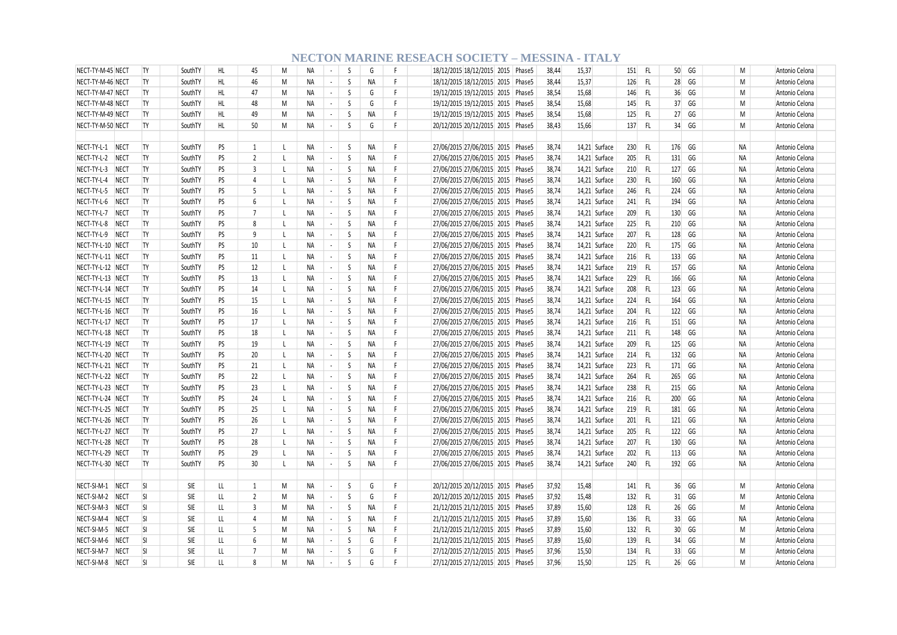| | | | | | | | | | | | | | | | | | | | | | | | | |
|---|---|---|---|---|---|---|---|---|---|---|---|---|---|---|---|---|---|---|---|---|---|---|---|---|
| NECT-TY-M-45 | NECT | TY | SouthTY | HL | 45 | M | NA | - | S | G | F | 18/12/2015 | 18/12/2015 | 2015 | Phase5 | 38,44 | 15,37 | | 151 | FL | 50 | GG | M | Antonio Celona |
| NECT-TY-M-46 | NECT | TY | SouthTY | HL | 46 | M | NA | - | S | NA | F | 18/12/2015 | 18/12/2015 | 2015 | Phase5 | 38,44 | 15,37 | | 126 | FL | 28 | GG | M | Antonio Celona |
| NECT-TY-M-47 | NECT | TY | SouthTY | HL | 47 | M | NA | - | S | G | F | 19/12/2015 | 19/12/2015 | 2015 | Phase5 | 38,54 | 15,68 | | 146 | FL | 36 | GG | M | Antonio Celona |
| NECT-TY-M-48 | NECT | TY | SouthTY | HL | 48 | M | NA | - | S | G | F | 19/12/2015 | 19/12/2015 | 2015 | Phase5 | 38,54 | 15,68 | | 145 | FL | 37 | GG | M | Antonio Celona |
| NECT-TY-M-49 | NECT | TY | SouthTY | HL | 49 | M | NA | - | S | NA | F | 19/12/2015 | 19/12/2015 | 2015 | Phase5 | 38,54 | 15,68 | | 125 | FL | 27 | GG | M | Antonio Celona |
| NECT-TY-M-50 | NECT | TY | SouthTY | HL | 50 | M | NA | - | S | G | F | 20/12/2015 | 20/12/2015 | 2015 | Phase5 | 38,43 | 15,66 | | 137 | FL | 34 | GG | M | Antonio Celona |
| | | | | | | | | | | | | | | | | | | | | | | | | |
| NECT-TY-L-1 | NECT | TY | SouthTY | PS | 1 | L | NA | - | S | NA | F | 27/06/2015 | 27/06/2015 | 2015 | Phase5 | 38,74 | 14,21 | Surface | 230 | FL | 176 | GG | NA | Antonio Celona |
| NECT-TY-L-2 | NECT | TY | SouthTY | PS | 2 | L | NA | - | S | NA | F | 27/06/2015 | 27/06/2015 | 2015 | Phase5 | 38,74 | 14,21 | Surface | 205 | FL | 131 | GG | NA | Antonio Celona |
| NECT-TY-L-3 | NECT | TY | SouthTY | PS | 3 | L | NA | - | S | NA | F | 27/06/2015 | 27/06/2015 | 2015 | Phase5 | 38,74 | 14,21 | Surface | 210 | FL | 127 | GG | NA | Antonio Celona |
| NECT-TY-L-4 | NECT | TY | SouthTY | PS | 4 | L | NA | - | S | NA | F | 27/06/2015 | 27/06/2015 | 2015 | Phase5 | 38,74 | 14,21 | Surface | 230 | FL | 160 | GG | NA | Antonio Celona |
| NECT-TY-L-5 | NECT | TY | SouthTY | PS | 5 | L | NA | - | S | NA | F | 27/06/2015 | 27/06/2015 | 2015 | Phase5 | 38,74 | 14,21 | Surface | 246 | FL | 224 | GG | NA | Antonio Celona |
| NECT-TY-L-6 | NECT | TY | SouthTY | PS | 6 | L | NA | - | S | NA | F | 27/06/2015 | 27/06/2015 | 2015 | Phase5 | 38,74 | 14,21 | Surface | 241 | FL | 194 | GG | NA | Antonio Celona |
| NECT-TY-L-7 | NECT | TY | SouthTY | PS | 7 | L | NA | - | S | NA | F | 27/06/2015 | 27/06/2015 | 2015 | Phase5 | 38,74 | 14,21 | Surface | 209 | FL | 130 | GG | NA | Antonio Celona |
| NECT-TY-L-8 | NECT | TY | SouthTY | PS | 8 | L | NA | - | S | NA | F | 27/06/2015 | 27/06/2015 | 2015 | Phase5 | 38,74 | 14,21 | Surface | 225 | FL | 210 | GG | NA | Antonio Celona |
| NECT-TY-L-9 | NECT | TY | SouthTY | PS | 9 | L | NA | - | S | NA | F | 27/06/2015 | 27/06/2015 | 2015 | Phase5 | 38,74 | 14,21 | Surface | 207 | FL | 128 | GG | NA | Antonio Celona |
| NECT-TY-L-10 | NECT | TY | SouthTY | PS | 10 | L | NA | - | S | NA | F | 27/06/2015 | 27/06/2015 | 2015 | Phase5 | 38,74 | 14,21 | Surface | 220 | FL | 175 | GG | NA | Antonio Celona |
| NECT-TY-L-11 | NECT | TY | SouthTY | PS | 11 | L | NA | - | S | NA | F | 27/06/2015 | 27/06/2015 | 2015 | Phase5 | 38,74 | 14,21 | Surface | 216 | FL | 133 | GG | NA | Antonio Celona |
| NECT-TY-L-12 | NECT | TY | SouthTY | PS | 12 | L | NA | - | S | NA | F | 27/06/2015 | 27/06/2015 | 2015 | Phase5 | 38,74 | 14,21 | Surface | 219 | FL | 157 | GG | NA | Antonio Celona |
| NECT-TY-L-13 | NECT | TY | SouthTY | PS | 13 | L | NA | - | S | NA | F | 27/06/2015 | 27/06/2015 | 2015 | Phase5 | 38,74 | 14,21 | Surface | 229 | FL | 166 | GG | NA | Antonio Celona |
| NECT-TY-L-14 | NECT | TY | SouthTY | PS | 14 | L | NA | - | S | NA | F | 27/06/2015 | 27/06/2015 | 2015 | Phase5 | 38,74 | 14,21 | Surface | 208 | FL | 123 | GG | NA | Antonio Celona |
| NECT-TY-L-15 | NECT | TY | SouthTY | PS | 15 | L | NA | - | S | NA | F | 27/06/2015 | 27/06/2015 | 2015 | Phase5 | 38,74 | 14,21 | Surface | 224 | FL | 164 | GG | NA | Antonio Celona |
| NECT-TY-L-16 | NECT | TY | SouthTY | PS | 16 | L | NA | - | S | NA | F | 27/06/2015 | 27/06/2015 | 2015 | Phase5 | 38,74 | 14,21 | Surface | 204 | FL | 122 | GG | NA | Antonio Celona |
| NECT-TY-L-17 | NECT | TY | SouthTY | PS | 17 | L | NA | - | S | NA | F | 27/06/2015 | 27/06/2015 | 2015 | Phase5 | 38,74 | 14,21 | Surface | 216 | FL | 151 | GG | NA | Antonio Celona |
| NECT-TY-L-18 | NECT | TY | SouthTY | PS | 18 | L | NA | - | S | NA | F | 27/06/2015 | 27/06/2015 | 2015 | Phase5 | 38,74 | 14,21 | Surface | 211 | FL | 148 | GG | NA | Antonio Celona |
| NECT-TY-L-19 | NECT | TY | SouthTY | PS | 19 | L | NA | - | S | NA | F | 27/06/2015 | 27/06/2015 | 2015 | Phase5 | 38,74 | 14,21 | Surface | 209 | FL | 125 | GG | NA | Antonio Celona |
| NECT-TY-L-20 | NECT | TY | SouthTY | PS | 20 | L | NA | - | S | NA | F | 27/06/2015 | 27/06/2015 | 2015 | Phase5 | 38,74 | 14,21 | Surface | 214 | FL | 132 | GG | NA | Antonio Celona |
| NECT-TY-L-21 | NECT | TY | SouthTY | PS | 21 | L | NA | - | S | NA | F | 27/06/2015 | 27/06/2015 | 2015 | Phase5 | 38,74 | 14,21 | Surface | 223 | FL | 171 | GG | NA | Antonio Celona |
| NECT-TY-L-22 | NECT | TY | SouthTY | PS | 22 | L | NA | - | S | NA | F | 27/06/2015 | 27/06/2015 | 2015 | Phase5 | 38,74 | 14,21 | Surface | 264 | FL | 265 | GG | NA | Antonio Celona |
| NECT-TY-L-23 | NECT | TY | SouthTY | PS | 23 | L | NA | - | S | NA | F | 27/06/2015 | 27/06/2015 | 2015 | Phase5 | 38,74 | 14,21 | Surface | 238 | FL | 215 | GG | NA | Antonio Celona |
| NECT-TY-L-24 | NECT | TY | SouthTY | PS | 24 | L | NA | - | S | NA | F | 27/06/2015 | 27/06/2015 | 2015 | Phase5 | 38,74 | 14,21 | Surface | 216 | FL | 200 | GG | NA | Antonio Celona |
| NECT-TY-L-25 | NECT | TY | SouthTY | PS | 25 | L | NA | - | S | NA | F | 27/06/2015 | 27/06/2015 | 2015 | Phase5 | 38,74 | 14,21 | Surface | 219 | FL | 181 | GG | NA | Antonio Celona |
| NECT-TY-L-26 | NECT | TY | SouthTY | PS | 26 | L | NA | - | S | NA | F | 27/06/2015 | 27/06/2015 | 2015 | Phase5 | 38,74 | 14,21 | Surface | 201 | FL | 121 | GG | NA | Antonio Celona |
| NECT-TY-L-27 | NECT | TY | SouthTY | PS | 27 | L | NA | - | S | NA | F | 27/06/2015 | 27/06/2015 | 2015 | Phase5 | 38,74 | 14,21 | Surface | 205 | FL | 122 | GG | NA | Antonio Celona |
| NECT-TY-L-28 | NECT | TY | SouthTY | PS | 28 | L | NA | - | S | NA | F | 27/06/2015 | 27/06/2015 | 2015 | Phase5 | 38,74 | 14,21 | Surface | 207 | FL | 130 | GG | NA | Antonio Celona |
| NECT-TY-L-29 | NECT | TY | SouthTY | PS | 29 | L | NA | - | S | NA | F | 27/06/2015 | 27/06/2015 | 2015 | Phase5 | 38,74 | 14,21 | Surface | 202 | FL | 113 | GG | NA | Antonio Celona |
| NECT-TY-L-30 | NECT | TY | SouthTY | PS | 30 | L | NA | - | S | NA | F | 27/06/2015 | 27/06/2015 | 2015 | Phase5 | 38,74 | 14,21 | Surface | 240 | FL | 192 | GG | NA | Antonio Celona |
| | | | | | | | | | | | | | | | | | | | | | | | | |
| NECT-SI-M-1 | NECT | SI | SIE | LL | 1 | M | NA | - | S | G | F | 20/12/2015 | 20/12/2015 | 2015 | Phase5 | 37,92 | 15,48 | | 141 | FL | 36 | GG | M | Antonio Celona |
| NECT-SI-M-2 | NECT | SI | SIE | LL | 2 | M | NA | - | S | G | F | 20/12/2015 | 20/12/2015 | 2015 | Phase5 | 37,92 | 15,48 | | 132 | FL | 31 | GG | M | Antonio Celona |
| NECT-SI-M-3 | NECT | SI | SIE | LL | 3 | M | NA | - | S | NA | F | 21/12/2015 | 21/12/2015 | 2015 | Phase5 | 37,89 | 15,60 | | 128 | FL | 26 | GG | M | Antonio Celona |
| NECT-SI-M-4 | NECT | SI | SIE | LL | 4 | M | NA | - | S | NA | F | 21/12/2015 | 21/12/2015 | 2015 | Phase5 | 37,89 | 15,60 | | 136 | FL | 33 | GG | NA | Antonio Celona |
| NECT-SI-M-5 | NECT | SI | SIE | LL | 5 | M | NA | - | S | NA | F | 21/12/2015 | 21/12/2015 | 2015 | Phase5 | 37,89 | 15,60 | | 132 | FL | 30 | GG | M | Antonio Celona |
| NECT-SI-M-6 | NECT | SI | SIE | LL | 6 | M | NA | - | S | G | F | 21/12/2015 | 21/12/2015 | 2015 | Phase5 | 37,89 | 15,60 | | 139 | FL | 34 | GG | M | Antonio Celona |
| NECT-SI-M-7 | NECT | SI | SIE | LL | 7 | M | NA | - | S | G | F | 27/12/2015 | 27/12/2015 | 2015 | Phase5 | 37,96 | 15,50 | | 134 | FL | 33 | GG | M | Antonio Celona |
| NECT-SI-M-8 | NECT | SI | SIE | LL | 8 | M | NA | - | S | G | F | 27/12/2015 | 27/12/2015 | 2015 | Phase5 | 37,96 | 15,50 | | 125 | FL | 26 | GG | M | Antonio Celona |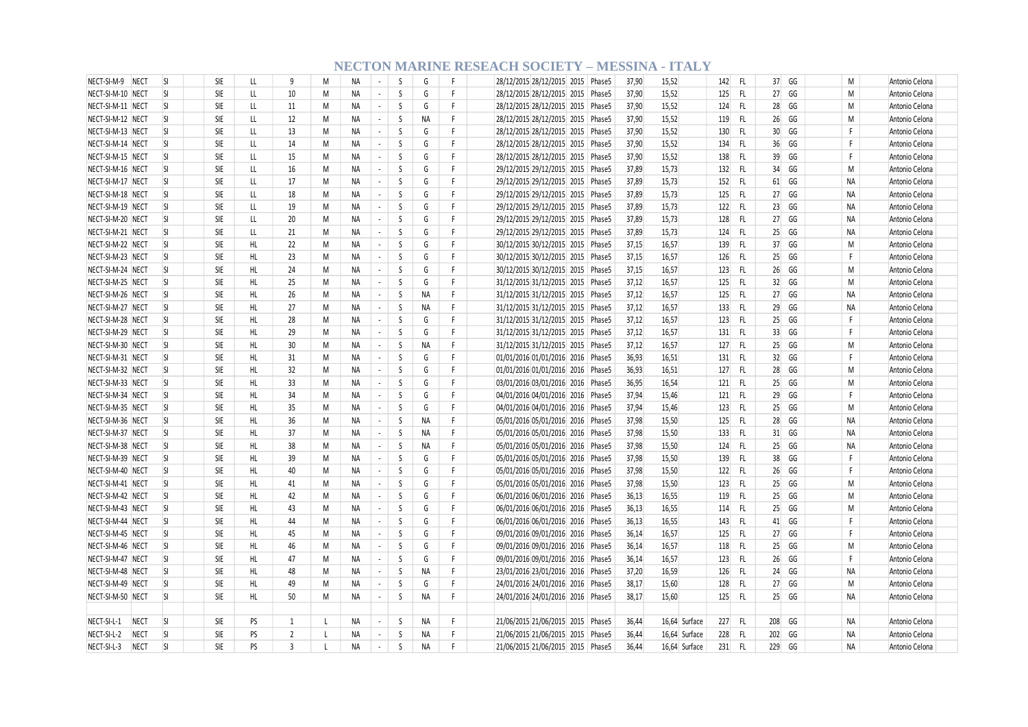# NECTON MARINE RESEACH SOCIETY – MESSINA - ITALY

| | | | | | | | | | | | | | | | | | | | | | | | | | | |
|---|---|---|---|---|---|---|---|---|---|---|---|---|---|---|---|---|---|---|---|---|---|---|---|---|---|---|
| NECT-SI-M-9 | NECT | SI | | SIE | LL | 9 | M | NA | - | S | G | F | | 28/12/2015 | 28/12/2015 | 2015 | Phase5 | 37,90 | 15,52 | | 142 | FL | 37 | GG | M | Antonio Celona |
| NECT-SI-M-10 | NECT | SI | | SIE | LL | 10 | M | NA | - | S | G | F | | 28/12/2015 | 28/12/2015 | 2015 | Phase5 | 37,90 | 15,52 | | 125 | FL | 27 | GG | M | Antonio Celona |
| NECT-SI-M-11 | NECT | SI | | SIE | LL | 11 | M | NA | - | S | G | F | | 28/12/2015 | 28/12/2015 | 2015 | Phase5 | 37,90 | 15,52 | | 124 | FL | 28 | GG | M | Antonio Celona |
| NECT-SI-M-12 | NECT | SI | | SIE | LL | 12 | M | NA | - | S | NA | F | | 28/12/2015 | 28/12/2015 | 2015 | Phase5 | 37,90 | 15,52 | | 119 | FL | 26 | GG | M | Antonio Celona |
| NECT-SI-M-13 | NECT | SI | | SIE | LL | 13 | M | NA | - | S | G | F | | 28/12/2015 | 28/12/2015 | 2015 | Phase5 | 37,90 | 15,52 | | 130 | FL | 30 | GG | F | Antonio Celona |
| NECT-SI-M-14 | NECT | SI | | SIE | LL | 14 | M | NA | - | S | G | F | | 28/12/2015 | 28/12/2015 | 2015 | Phase5 | 37,90 | 15,52 | | 134 | FL | 36 | GG | F | Antonio Celona |
| NECT-SI-M-15 | NECT | SI | | SIE | LL | 15 | M | NA | - | S | G | F | | 28/12/2015 | 28/12/2015 | 2015 | Phase5 | 37,90 | 15,52 | | 138 | FL | 39 | GG | F | Antonio Celona |
| NECT-SI-M-16 | NECT | SI | | SIE | LL | 16 | M | NA | - | S | G | F | | 29/12/2015 | 29/12/2015 | 2015 | Phase5 | 37,89 | 15,73 | | 132 | FL | 34 | GG | M | Antonio Celona |
| NECT-SI-M-17 | NECT | SI | | SIE | LL | 17 | M | NA | - | S | G | F | | 29/12/2015 | 29/12/2015 | 2015 | Phase5 | 37,89 | 15,73 | | 152 | FL | 61 | GG | NA | Antonio Celona |
| NECT-SI-M-18 | NECT | SI | | SIE | LL | 18 | M | NA | - | S | G | F | | 29/12/2015 | 29/12/2015 | 2015 | Phase5 | 37,89 | 15,73 | | 125 | FL | 27 | GG | NA | Antonio Celona |
| NECT-SI-M-19 | NECT | SI | | SIE | LL | 19 | M | NA | - | S | G | F | | 29/12/2015 | 29/12/2015 | 2015 | Phase5 | 37,89 | 15,73 | | 122 | FL | 23 | GG | NA | Antonio Celona |
| NECT-SI-M-20 | NECT | SI | | SIE | LL | 20 | M | NA | - | S | G | F | | 29/12/2015 | 29/12/2015 | 2015 | Phase5 | 37,89 | 15,73 | | 128 | FL | 27 | GG | NA | Antonio Celona |
| NECT-SI-M-21 | NECT | SI | | SIE | LL | 21 | M | NA | - | S | G | F | | 29/12/2015 | 29/12/2015 | 2015 | Phase5 | 37,89 | 15,73 | | 124 | FL | 25 | GG | NA | Antonio Celona |
| NECT-SI-M-22 | NECT | SI | | SIE | HL | 22 | M | NA | - | S | G | F | | 30/12/2015 | 30/12/2015 | 2015 | Phase5 | 37,15 | 16,57 | | 139 | FL | 37 | GG | M | Antonio Celona |
| NECT-SI-M-23 | NECT | SI | | SIE | HL | 23 | M | NA | - | S | G | F | | 30/12/2015 | 30/12/2015 | 2015 | Phase5 | 37,15 | 16,57 | | 126 | FL | 25 | GG | F | Antonio Celona |
| NECT-SI-M-24 | NECT | SI | | SIE | HL | 24 | M | NA | - | S | G | F | | 30/12/2015 | 30/12/2015 | 2015 | Phase5 | 37,15 | 16,57 | | 123 | FL | 26 | GG | M | Antonio Celona |
| NECT-SI-M-25 | NECT | SI | | SIE | HL | 25 | M | NA | - | S | G | F | | 31/12/2015 | 31/12/2015 | 2015 | Phase5 | 37,12 | 16,57 | | 125 | FL | 32 | GG | M | Antonio Celona |
| NECT-SI-M-26 | NECT | SI | | SIE | HL | 26 | M | NA | - | S | NA | F | | 31/12/2015 | 31/12/2015 | 2015 | Phase5 | 37,12 | 16,57 | | 125 | FL | 27 | GG | NA | Antonio Celona |
| NECT-SI-M-27 | NECT | SI | | SIE | HL | 27 | M | NA | - | S | NA | F | | 31/12/2015 | 31/12/2015 | 2015 | Phase5 | 37,12 | 16,57 | | 133 | FL | 29 | GG | NA | Antonio Celona |
| NECT-SI-M-28 | NECT | SI | | SIE | HL | 28 | M | NA | - | S | G | F | | 31/12/2015 | 31/12/2015 | 2015 | Phase5 | 37,12 | 16,57 | | 123 | FL | 25 | GG | F | Antonio Celona |
| NECT-SI-M-29 | NECT | SI | | SIE | HL | 29 | M | NA | - | S | G | F | | 31/12/2015 | 31/12/2015 | 2015 | Phase5 | 37,12 | 16,57 | | 131 | FL | 33 | GG | F | Antonio Celona |
| NECT-SI-M-30 | NECT | SI | | SIE | HL | 30 | M | NA | - | S | NA | F | | 31/12/2015 | 31/12/2015 | 2015 | Phase5 | 37,12 | 16,57 | | 127 | FL | 25 | GG | M | Antonio Celona |
| NECT-SI-M-31 | NECT | SI | | SIE | HL | 31 | M | NA | - | S | G | F | | 01/01/2016 | 01/01/2016 | 2016 | Phase5 | 36,93 | 16,51 | | 131 | FL | 32 | GG | F | Antonio Celona |
| NECT-SI-M-32 | NECT | SI | | SIE | HL | 32 | M | NA | - | S | G | F | | 01/01/2016 | 01/01/2016 | 2016 | Phase5 | 36,93 | 16,51 | | 127 | FL | 28 | GG | M | Antonio Celona |
| NECT-SI-M-33 | NECT | SI | | SIE | HL | 33 | M | NA | - | S | G | F | | 03/01/2016 | 03/01/2016 | 2016 | Phase5 | 36,95 | 16,54 | | 121 | FL | 25 | GG | M | Antonio Celona |
| NECT-SI-M-34 | NECT | SI | | SIE | HL | 34 | M | NA | - | S | G | F | | 04/01/2016 | 04/01/2016 | 2016 | Phase5 | 37,94 | 15,46 | | 121 | FL | 29 | GG | F | Antonio Celona |
| NECT-SI-M-35 | NECT | SI | | SIE | HL | 35 | M | NA | - | S | G | F | | 04/01/2016 | 04/01/2016 | 2016 | Phase5 | 37,94 | 15,46 | | 123 | FL | 25 | GG | M | Antonio Celona |
| NECT-SI-M-36 | NECT | SI | | SIE | HL | 36 | M | NA | - | S | NA | F | | 05/01/2016 | 05/01/2016 | 2016 | Phase5 | 37,98 | 15,50 | | 125 | FL | 28 | GG | NA | Antonio Celona |
| NECT-SI-M-37 | NECT | SI | | SIE | HL | 37 | M | NA | - | S | NA | F | | 05/01/2016 | 05/01/2016 | 2016 | Phase5 | 37,98 | 15,50 | | 133 | FL | 31 | GG | NA | Antonio Celona |
| NECT-SI-M-38 | NECT | SI | | SIE | HL | 38 | M | NA | - | S | NA | F | | 05/01/2016 | 05/01/2016 | 2016 | Phase5 | 37,98 | 15,50 | | 124 | FL | 25 | GG | NA | Antonio Celona |
| NECT-SI-M-39 | NECT | SI | | SIE | HL | 39 | M | NA | - | S | G | F | | 05/01/2016 | 05/01/2016 | 2016 | Phase5 | 37,98 | 15,50 | | 139 | FL | 38 | GG | F | Antonio Celona |
| NECT-SI-M-40 | NECT | SI | | SIE | HL | 40 | M | NA | - | S | G | F | | 05/01/2016 | 05/01/2016 | 2016 | Phase5 | 37,98 | 15,50 | | 122 | FL | 26 | GG | F | Antonio Celona |
| NECT-SI-M-41 | NECT | SI | | SIE | HL | 41 | M | NA | - | S | G | F | | 05/01/2016 | 05/01/2016 | 2016 | Phase5 | 37,98 | 15,50 | | 123 | FL | 25 | GG | M | Antonio Celona |
| NECT-SI-M-42 | NECT | SI | | SIE | HL | 42 | M | NA | - | S | G | F | | 06/01/2016 | 06/01/2016 | 2016 | Phase5 | 36,13 | 16,55 | | 119 | FL | 25 | GG | M | Antonio Celona |
| NECT-SI-M-43 | NECT | SI | | SIE | HL | 43 | M | NA | - | S | G | F | | 06/01/2016 | 06/01/2016 | 2016 | Phase5 | 36,13 | 16,55 | | 114 | FL | 25 | GG | M | Antonio Celona |
| NECT-SI-M-44 | NECT | SI | | SIE | HL | 44 | M | NA | - | S | G | F | | 06/01/2016 | 06/01/2016 | 2016 | Phase5 | 36,13 | 16,55 | | 143 | FL | 41 | GG | F | Antonio Celona |
| NECT-SI-M-45 | NECT | SI | | SIE | HL | 45 | M | NA | - | S | G | F | | 09/01/2016 | 09/01/2016 | 2016 | Phase5 | 36,14 | 16,57 | | 125 | FL | 27 | GG | F | Antonio Celona |
| NECT-SI-M-46 | NECT | SI | | SIE | HL | 46 | M | NA | - | S | G | F | | 09/01/2016 | 09/01/2016 | 2016 | Phase5 | 36,14 | 16,57 | | 118 | FL | 25 | GG | M | Antonio Celona |
| NECT-SI-M-47 | NECT | SI | | SIE | HL | 47 | M | NA | - | S | G | F | | 09/01/2016 | 09/01/2016 | 2016 | Phase5 | 36,14 | 16,57 | | 123 | FL | 26 | GG | F | Antonio Celona |
| NECT-SI-M-48 | NECT | SI | | SIE | HL | 48 | M | NA | - | S | NA | F | | 23/01/2016 | 23/01/2016 | 2016 | Phase5 | 37,20 | 16,59 | | 126 | FL | 24 | GG | NA | Antonio Celona |
| NECT-SI-M-49 | NECT | SI | | SIE | HL | 49 | M | NA | - | S | G | F | | 24/01/2016 | 24/01/2016 | 2016 | Phase5 | 38,17 | 15,60 | | 128 | FL | 27 | GG | M | Antonio Celona |
| NECT-SI-M-50 | NECT | SI | | SIE | HL | 50 | M | NA | - | S | NA | F | | 24/01/2016 | 24/01/2016 | 2016 | Phase5 | 38,17 | 15,60 | | 125 | FL | 25 | GG | NA | Antonio Celona |
| | | | | | | | | | | | | | | | | | | | | | | | | | | |
| NECT-SI-L-1 | NECT | SI | | SIE | PS | 1 | L | NA | - | S | NA | F | | 21/06/2015 | 21/06/2015 | 2015 | Phase5 | 36,44 | 16,64 | Surface | 227 | FL | 208 | GG | NA | Antonio Celona |
| NECT-SI-L-2 | NECT | SI | | SIE | PS | 2 | L | NA | - | S | NA | F | | 21/06/2015 | 21/06/2015 | 2015 | Phase5 | 36,44 | 16,64 | Surface | 228 | FL | 202 | GG | NA | Antonio Celona |
| NECT-SI-L-3 | NECT | SI | | SIE | PS | 3 | L | NA | - | S | NA | F | | 21/06/2015 | 21/06/2015 | 2015 | Phase5 | 36,44 | 16,64 | Surface | 231 | FL | 229 | GG | NA | Antonio Celona |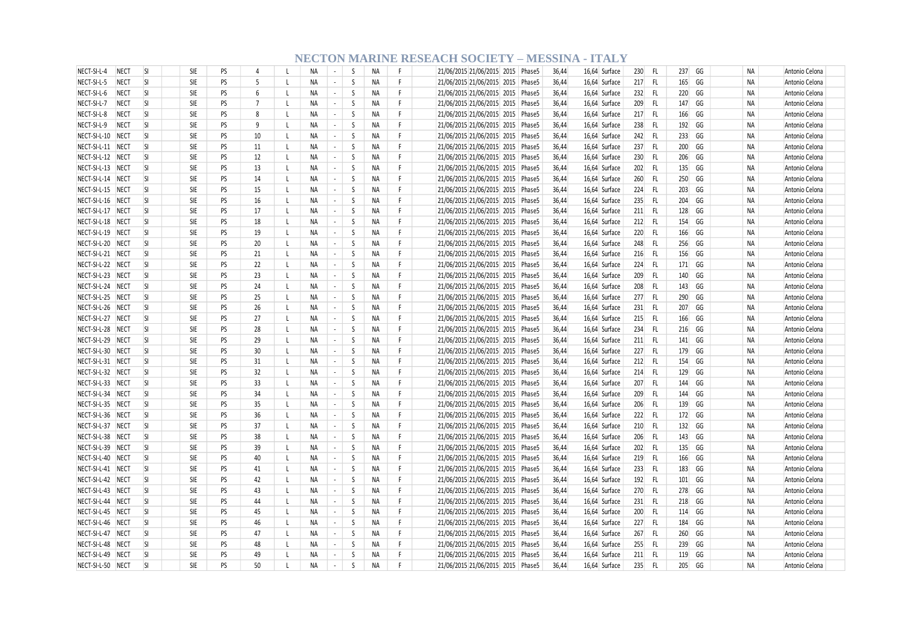# NECTON MARINE RESEACH SOCIETY – MESSINA - ITALY

| | | | | | | | | | | | | | | | | | | | | | | | | | | | |
|---|---|---|---|---|---|---|---|---|---|---|---|---|---|---|---|---|---|---|---|---|---|---|---|---|---|---|---|
| NECT-SI-L-4 | NECT | SI | | SIE | PS | 4 | L | NA | - | S | NA | F | | 21/06/2015 | 21/06/2015 | 2015 | Phase5 | 36,44 | 16,64 | Surface | 230 | FL | 237 | GG | | NA | Antonio Celona |
| NECT-SI-L-5 | NECT | SI | | SIE | PS | 5 | L | NA | - | S | NA | F | | 21/06/2015 | 21/06/2015 | 2015 | Phase5 | 36,44 | 16,64 | Surface | 217 | FL | 165 | GG | | NA | Antonio Celona |
| NECT-SI-L-6 | NECT | SI | | SIE | PS | 6 | L | NA | - | S | NA | F | | 21/06/2015 | 21/06/2015 | 2015 | Phase5 | 36,44 | 16,64 | Surface | 232 | FL | 220 | GG | | NA | Antonio Celona |
| NECT-SI-L-7 | NECT | SI | | SIE | PS | 7 | L | NA | - | S | NA | F | | 21/06/2015 | 21/06/2015 | 2015 | Phase5 | 36,44 | 16,64 | Surface | 209 | FL | 147 | GG | | NA | Antonio Celona |
| NECT-SI-L-8 | NECT | SI | | SIE | PS | 8 | L | NA | - | S | NA | F | | 21/06/2015 | 21/06/2015 | 2015 | Phase5 | 36,44 | 16,64 | Surface | 217 | FL | 166 | GG | | NA | Antonio Celona |
| NECT-SI-L-9 | NECT | SI | | SIE | PS | 9 | L | NA | - | S | NA | F | | 21/06/2015 | 21/06/2015 | 2015 | Phase5 | 36,44 | 16,64 | Surface | 238 | FL | 192 | GG | | NA | Antonio Celona |
| NECT-SI-L-10 | NECT | SI | | SIE | PS | 10 | L | NA | - | S | NA | F | | 21/06/2015 | 21/06/2015 | 2015 | Phase5 | 36,44 | 16,64 | Surface | 242 | FL | 233 | GG | | NA | Antonio Celona |
| NECT-SI-L-11 | NECT | SI | | SIE | PS | 11 | L | NA | - | S | NA | F | | 21/06/2015 | 21/06/2015 | 2015 | Phase5 | 36,44 | 16,64 | Surface | 237 | FL | 200 | GG | | NA | Antonio Celona |
| NECT-SI-L-12 | NECT | SI | | SIE | PS | 12 | L | NA | - | S | NA | F | | 21/06/2015 | 21/06/2015 | 2015 | Phase5 | 36,44 | 16,64 | Surface | 230 | FL | 206 | GG | | NA | Antonio Celona |
| NECT-SI-L-13 | NECT | SI | | SIE | PS | 13 | L | NA | - | S | NA | F | | 21/06/2015 | 21/06/2015 | 2015 | Phase5 | 36,44 | 16,64 | Surface | 202 | FL | 135 | GG | | NA | Antonio Celona |
| NECT-SI-L-14 | NECT | SI | | SIE | PS | 14 | L | NA | - | S | NA | F | | 21/06/2015 | 21/06/2015 | 2015 | Phase5 | 36,44 | 16,64 | Surface | 260 | FL | 250 | GG | | NA | Antonio Celona |
| NECT-SI-L-15 | NECT | SI | | SIE | PS | 15 | L | NA | - | S | NA | F | | 21/06/2015 | 21/06/2015 | 2015 | Phase5 | 36,44 | 16,64 | Surface | 224 | FL | 203 | GG | | NA | Antonio Celona |
| NECT-SI-L-16 | NECT | SI | | SIE | PS | 16 | L | NA | - | S | NA | F | | 21/06/2015 | 21/06/2015 | 2015 | Phase5 | 36,44 | 16,64 | Surface | 235 | FL | 204 | GG | | NA | Antonio Celona |
| NECT-SI-L-17 | NECT | SI | | SIE | PS | 17 | L | NA | - | S | NA | F | | 21/06/2015 | 21/06/2015 | 2015 | Phase5 | 36,44 | 16,64 | Surface | 211 | FL | 128 | GG | | NA | Antonio Celona |
| NECT-SI-L-18 | NECT | SI | | SIE | PS | 18 | L | NA | - | S | NA | F | | 21/06/2015 | 21/06/2015 | 2015 | Phase5 | 36,44 | 16,64 | Surface | 212 | FL | 154 | GG | | NA | Antonio Celona |
| NECT-SI-L-19 | NECT | SI | | SIE | PS | 19 | L | NA | - | S | NA | F | | 21/06/2015 | 21/06/2015 | 2015 | Phase5 | 36,44 | 16,64 | Surface | 220 | FL | 166 | GG | | NA | Antonio Celona |
| NECT-SI-L-20 | NECT | SI | | SIE | PS | 20 | L | NA | - | S | NA | F | | 21/06/2015 | 21/06/2015 | 2015 | Phase5 | 36,44 | 16,64 | Surface | 248 | FL | 256 | GG | | NA | Antonio Celona |
| NECT-SI-L-21 | NECT | SI | | SIE | PS | 21 | L | NA | - | S | NA | F | | 21/06/2015 | 21/06/2015 | 2015 | Phase5 | 36,44 | 16,64 | Surface | 216 | FL | 156 | GG | | NA | Antonio Celona |
| NECT-SI-L-22 | NECT | SI | | SIE | PS | 22 | L | NA | - | S | NA | F | | 21/06/2015 | 21/06/2015 | 2015 | Phase5 | 36,44 | 16,64 | Surface | 224 | FL | 171 | GG | | NA | Antonio Celona |
| NECT-SI-L-23 | NECT | SI | | SIE | PS | 23 | L | NA | - | S | NA | F | | 21/06/2015 | 21/06/2015 | 2015 | Phase5 | 36,44 | 16,64 | Surface | 209 | FL | 140 | GG | | NA | Antonio Celona |
| NECT-SI-L-24 | NECT | SI | | SIE | PS | 24 | L | NA | - | S | NA | F | | 21/06/2015 | 21/06/2015 | 2015 | Phase5 | 36,44 | 16,64 | Surface | 208 | FL | 143 | GG | | NA | Antonio Celona |
| NECT-SI-L-25 | NECT | SI | | SIE | PS | 25 | L | NA | - | S | NA | F | | 21/06/2015 | 21/06/2015 | 2015 | Phase5 | 36,44 | 16,64 | Surface | 277 | FL | 290 | GG | | NA | Antonio Celona |
| NECT-SI-L-26 | NECT | SI | | SIE | PS | 26 | L | NA | - | S | NA | F | | 21/06/2015 | 21/06/2015 | 2015 | Phase5 | 36,44 | 16,64 | Surface | 231 | FL | 207 | GG | | NA | Antonio Celona |
| NECT-SI-L-27 | NECT | SI | | SIE | PS | 27 | L | NA | - | S | NA | F | | 21/06/2015 | 21/06/2015 | 2015 | Phase5 | 36,44 | 16,64 | Surface | 215 | FL | 166 | GG | | NA | Antonio Celona |
| NECT-SI-L-28 | NECT | SI | | SIE | PS | 28 | L | NA | - | S | NA | F | | 21/06/2015 | 21/06/2015 | 2015 | Phase5 | 36,44 | 16,64 | Surface | 234 | FL | 216 | GG | | NA | Antonio Celona |
| NECT-SI-L-29 | NECT | SI | | SIE | PS | 29 | L | NA | - | S | NA | F | | 21/06/2015 | 21/06/2015 | 2015 | Phase5 | 36,44 | 16,64 | Surface | 211 | FL | 141 | GG | | NA | Antonio Celona |
| NECT-SI-L-30 | NECT | SI | | SIE | PS | 30 | L | NA | - | S | NA | F | | 21/06/2015 | 21/06/2015 | 2015 | Phase5 | 36,44 | 16,64 | Surface | 227 | FL | 179 | GG | | NA | Antonio Celona |
| NECT-SI-L-31 | NECT | SI | | SIE | PS | 31 | L | NA | - | S | NA | F | | 21/06/2015 | 21/06/2015 | 2015 | Phase5 | 36,44 | 16,64 | Surface | 212 | FL | 154 | GG | | NA | Antonio Celona |
| NECT-SI-L-32 | NECT | SI | | SIE | PS | 32 | L | NA | - | S | NA | F | | 21/06/2015 | 21/06/2015 | 2015 | Phase5 | 36,44 | 16,64 | Surface | 214 | FL | 129 | GG | | NA | Antonio Celona |
| NECT-SI-L-33 | NECT | SI | | SIE | PS | 33 | L | NA | - | S | NA | F | | 21/06/2015 | 21/06/2015 | 2015 | Phase5 | 36,44 | 16,64 | Surface | 207 | FL | 144 | GG | | NA | Antonio Celona |
| NECT-SI-L-34 | NECT | SI | | SIE | PS | 34 | L | NA | - | S | NA | F | | 21/06/2015 | 21/06/2015 | 2015 | Phase5 | 36,44 | 16,64 | Surface | 209 | FL | 144 | GG | | NA | Antonio Celona |
| NECT-SI-L-35 | NECT | SI | | SIE | PS | 35 | L | NA | - | S | NA | F | | 21/06/2015 | 21/06/2015 | 2015 | Phase5 | 36,44 | 16,64 | Surface | 206 | FL | 139 | GG | | NA | Antonio Celona |
| NECT-SI-L-36 | NECT | SI | | SIE | PS | 36 | L | NA | - | S | NA | F | | 21/06/2015 | 21/06/2015 | 2015 | Phase5 | 36,44 | 16,64 | Surface | 222 | FL | 172 | GG | | NA | Antonio Celona |
| NECT-SI-L-37 | NECT | SI | | SIE | PS | 37 | L | NA | - | S | NA | F | | 21/06/2015 | 21/06/2015 | 2015 | Phase5 | 36,44 | 16,64 | Surface | 210 | FL | 132 | GG | | NA | Antonio Celona |
| NECT-SI-L-38 | NECT | SI | | SIE | PS | 38 | L | NA | - | S | NA | F | | 21/06/2015 | 21/06/2015 | 2015 | Phase5 | 36,44 | 16,64 | Surface | 206 | FL | 143 | GG | | NA | Antonio Celona |
| NECT-SI-L-39 | NECT | SI | | SIE | PS | 39 | L | NA | - | S | NA | F | | 21/06/2015 | 21/06/2015 | 2015 | Phase5 | 36,44 | 16,64 | Surface | 202 | FL | 135 | GG | | NA | Antonio Celona |
| NECT-SI-L-40 | NECT | SI | | SIE | PS | 40 | L | NA | - | S | NA | F | | 21/06/2015 | 21/06/2015 | 2015 | Phase5 | 36,44 | 16,64 | Surface | 219 | FL | 166 | GG | | NA | Antonio Celona |
| NECT-SI-L-41 | NECT | SI | | SIE | PS | 41 | L | NA | - | S | NA | F | | 21/06/2015 | 21/06/2015 | 2015 | Phase5 | 36,44 | 16,64 | Surface | 233 | FL | 183 | GG | | NA | Antonio Celona |
| NECT-SI-L-42 | NECT | SI | | SIE | PS | 42 | L | NA | - | S | NA | F | | 21/06/2015 | 21/06/2015 | 2015 | Phase5 | 36,44 | 16,64 | Surface | 192 | FL | 101 | GG | | NA | Antonio Celona |
| NECT-SI-L-43 | NECT | SI | | SIE | PS | 43 | L | NA | - | S | NA | F | | 21/06/2015 | 21/06/2015 | 2015 | Phase5 | 36,44 | 16,64 | Surface | 270 | FL | 278 | GG | | NA | Antonio Celona |
| NECT-SI-L-44 | NECT | SI | | SIE | PS | 44 | L | NA | - | S | NA | F | | 21/06/2015 | 21/06/2015 | 2015 | Phase5 | 36,44 | 16,64 | Surface | 231 | FL | 218 | GG | | NA | Antonio Celona |
| NECT-SI-L-45 | NECT | SI | | SIE | PS | 45 | L | NA | - | S | NA | F | | 21/06/2015 | 21/06/2015 | 2015 | Phase5 | 36,44 | 16,64 | Surface | 200 | FL | 114 | GG | | NA | Antonio Celona |
| NECT-SI-L-46 | NECT | SI | | SIE | PS | 46 | L | NA | - | S | NA | F | | 21/06/2015 | 21/06/2015 | 2015 | Phase5 | 36,44 | 16,64 | Surface | 227 | FL | 184 | GG | | NA | Antonio Celona |
| NECT-SI-L-47 | NECT | SI | | SIE | PS | 47 | L | NA | - | S | NA | F | | 21/06/2015 | 21/06/2015 | 2015 | Phase5 | 36,44 | 16,64 | Surface | 267 | FL | 260 | GG | | NA | Antonio Celona |
| NECT-SI-L-48 | NECT | SI | | SIE | PS | 48 | L | NA | - | S | NA | F | | 21/06/2015 | 21/06/2015 | 2015 | Phase5 | 36,44 | 16,64 | Surface | 255 | FL | 239 | GG | | NA | Antonio Celona |
| NECT-SI-L-49 | NECT | SI | | SIE | PS | 49 | L | NA | - | S | NA | F | | 21/06/2015 | 21/06/2015 | 2015 | Phase5 | 36,44 | 16,64 | Surface | 211 | FL | 119 | GG | | NA | Antonio Celona |
| NECT-SI-L-50 | NECT | SI | | SIE | PS | 50 | L | NA | - | S | NA | F | | 21/06/2015 | 21/06/2015 | 2015 | Phase5 | 36,44 | 16,64 | Surface | 235 | FL | 205 | GG | | NA | Antonio Celona |